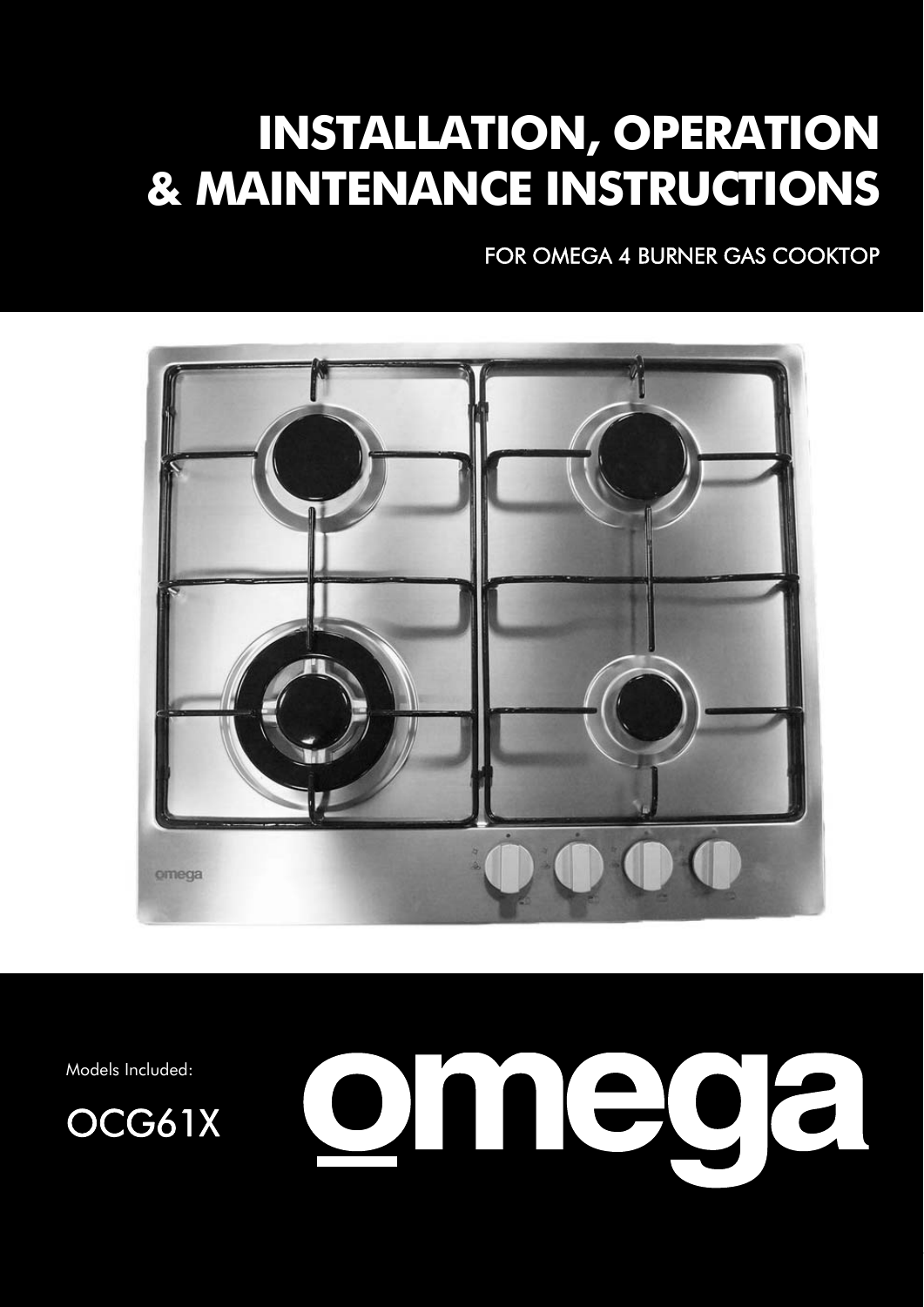# INSTALLATION, OPERATION & MAINTENANCE INSTRUCTIONS

FOR OMEGA 4 BURNER GAS COOKTOP

Models Included:

OCG61X

omega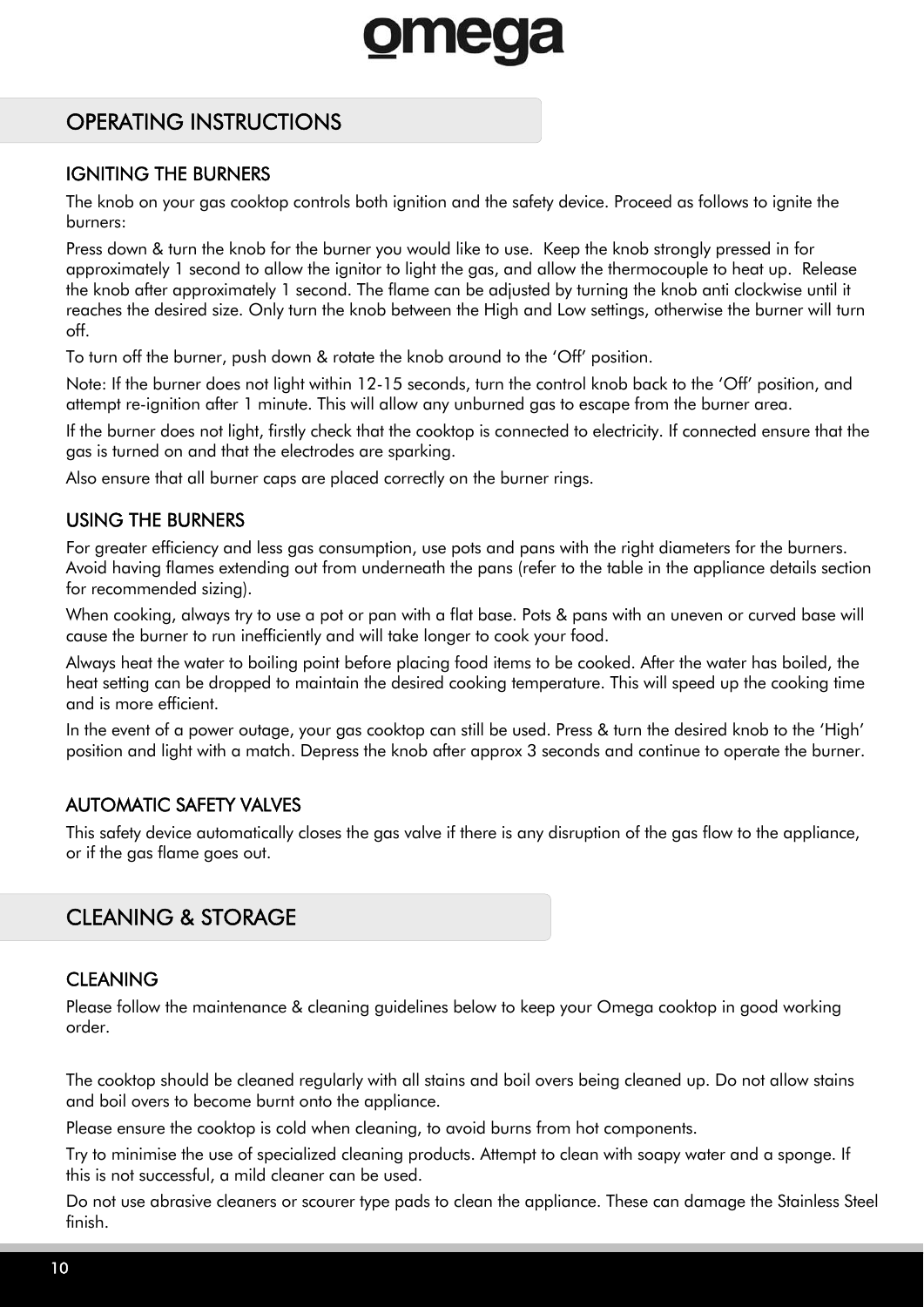## OPERATING INSTRUCTIONS

### IGNITING THE BURNERS

The knob on your gas cooktop controls both ignition and the safety device. Proceed as follows to ignite the burners:

Press down & turn the knob for the burner you would like to use. Keep the knob strongly pressed in for approximately 1 second to allow the ignitor to light the gas, and allow the thermocouple to heat up. Release the knob after approximately 1 second. The flame can be adjusted by turning the knob anti clockwise until it reaches the desired size. Only turn the knob between the High and Low settings, otherwise the burner will turn off.

To turn off the burner, push down & rotate the knob around to the 'Off' position.

Note: If the burner does not light within 12-15 seconds, turn the control knob back to the 'Off' position, and attempt re-ignition after 1 minute. This will allow any unburned gas to escape from the burner area.

If the burner does not light, firstly check that the cooktop is connected to electricity. If connected ensure that the gas is turned on and that the electrodes are sparking.

Also ensure that all burner caps are placed correctly on the burner rings.

### USING THE BURNERS

For greater efficiency and less gas consumption, use pots and pans with the right diameters for the burners. Avoid having flames extending out from underneath the pans (refer to the table in the appliance details section for recommended sizing).

When cooking, always try to use a pot or pan with a flat base. Pots & pans with an uneven or curved base will cause the burner to run inefficiently and will take longer to cook your food.

Always heat the water to boiling point before placing food items to be cooked. After the water has boiled, the heat setting can be dropped to maintain the desired cooking temperature. This will speed up the cooking time and is more efficient.

In the event of a power outage, your gas cooktop can still be used. Press & turn the desired knob to the 'High' position and light with a match. Depress the knob after approx 3 seconds and continue to operate the burner.

### AUTOMATIC SAFETY VALVES

This safety device automatically closes the gas valve if there is any disruption of the gas flow to the appliance, or if the gas flame goes out.

## CLEANING & STORAGE

### CLEANING

Please follow the maintenance & cleaning guidelines below to keep your Omega cooktop in good working order.

The cooktop should be cleaned regularly with all stains and boil overs being cleaned up. Do not allow stains and boil overs to become burnt onto the appliance.

Please ensure the cooktop is cold when cleaning, to avoid burns from hot components.

Try to minimise the use of specialized cleaning products. Attempt to clean with soapy water and a sponge. If this is not successful, a mild cleaner can be used.

Do not use abrasive cleaners or scourer type pads to clean the appliance. These can damage the Stainless Steel finish.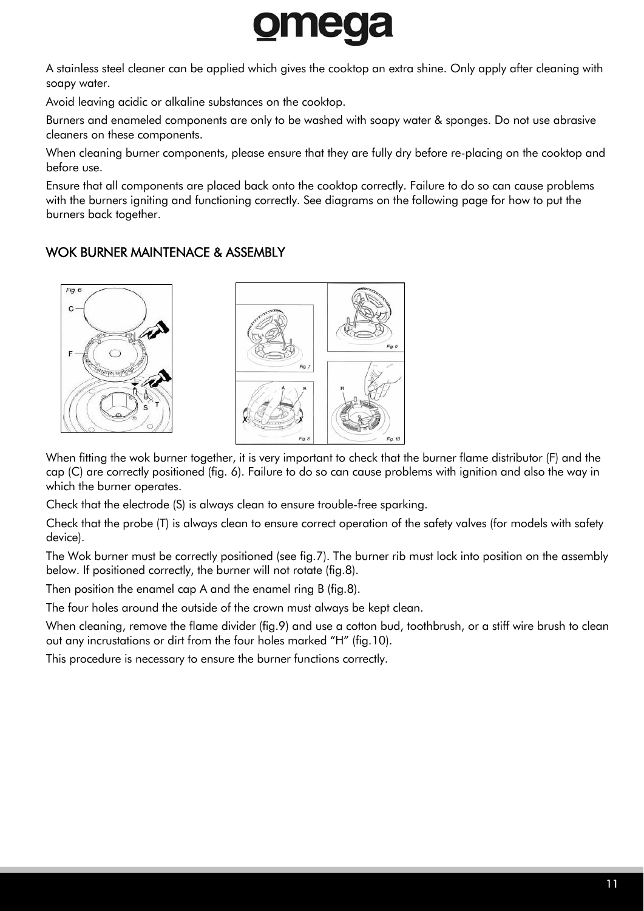A stainless steel cleaner can be applied which gives the cooktop an extra shine. Only apply after cleaning with soapy water.

Avoid leaving acidic or alkaline substances on the cooktop.

Burners and enameled components are only to be washed with soapy water & sponges. Do not use abrasive cleaners on these components.

When cleaning burner components, please ensure that they are fully dry before re-placing on the cooktop and before use.

Ensure that all components are placed back onto the cooktop correctly. Failure to do so can cause problems with the burners igniting and functioning correctly. See diagrams on the following page for how to put the burners back together.

## WOK BURNER MAINTENACE & ASSEMBLY

When fitting the wok burner together, it is very important to check that the burner flame distributor (F) and the cap (C) are correctly positioned (fig. 6). Failure to do so can cause problems with ignition and also the way in which the burner operates.

Check that the electrode (S) is always clean to ensure trouble-free sparking.

Check that the probe (T) is always clean to ensure correct operation of the safety valves (for models with safety device).

The Wok burner must be correctly positioned (see fig.7). The burner rib must lock into position on the assembly below. If positioned correctly, the burner will not rotate (fig.8).

Then position the enamel cap A and the enamel ring B (fig.8).

The four holes around the outside of the crown must always be kept clean.

When cleaning, remove the flame divider (fig.9) and use a cotton bud, toothbrush, or a stiff wire brush to clean out any incrustations or dirt from the four holes marked “H” (fig.10).

This procedure is necessary to ensure the burner functions correctly.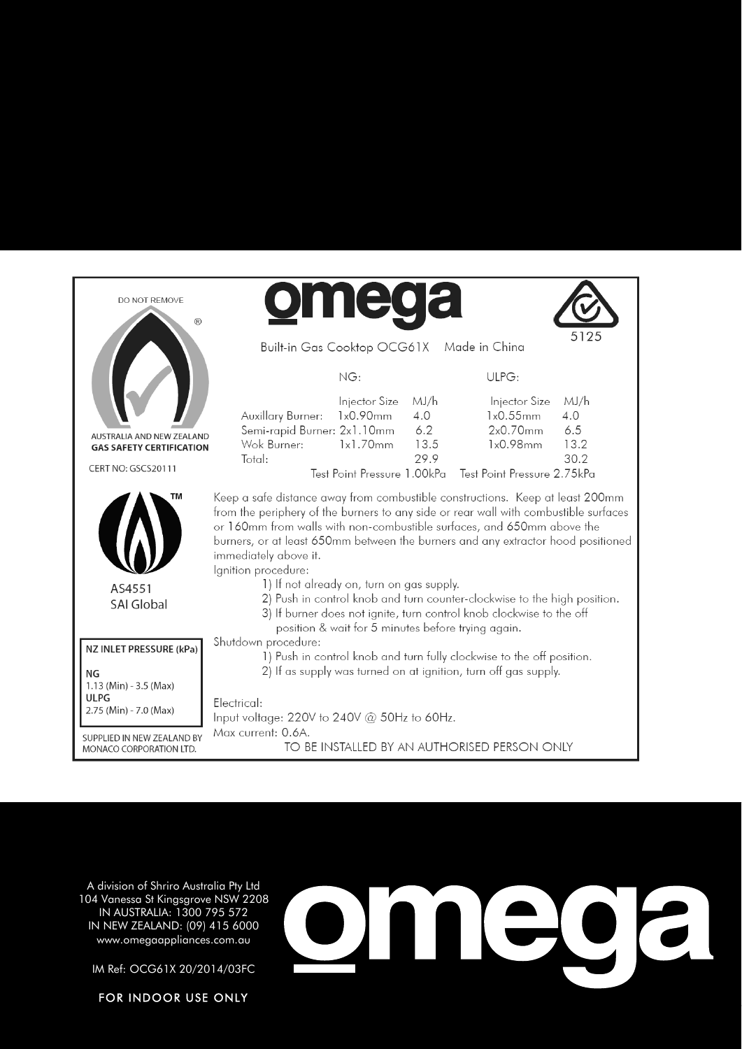DO NOT REMOVE

AUSTRALIA AND NEW ZEALAND
**GAS SAFETY CERTIFICATION**

CERT NO: GSCS20111

# omega

5125

Built-in Gas Cooktop OCG61X    Made in China

| | NG: Injector Size | NG: MJ/h | ULPG: Injector Size | ULPG: MJ/h |
|---|---|---|---|---|
| Auxillary Burner: | 1x0.90mm | 4.0 | 1x0.55mm | 4.0 |
| Semi-rapid Burner: | 2x1.10mm | 6.2 | 2x0.70mm | 6.5 |
| Wok Burner: | 1x1.70mm | 13.5 | 1x0.98mm | 13.2 |
| Total: | | 29.9 | | 30.2 |
| | Test Point Pressure 1.00kPa | | Test Point Pressure 2.75kPa | |

TM

AS4551
SAI Global

Keep a safe distance away from combustible constructions. Keep at least 200mm from the periphery of the burners to any side or rear wall with combustible surfaces or 160mm from walls with non-combustible surfaces, and 650mm above the burners, or at least 650mm between the burners and any extractor hood positioned immediately above it.

Ignition procedure:

1) If not already on, turn on gas supply.
2) Push in control knob and turn counter-clockwise to the high position.
3) If burner does not ignite, turn control knob clockwise to the off position & wait for 5 minutes before trying again.

Shutdown procedure:

1) Push in control knob and turn fully clockwise to the off position.
2) If as supply was turned on at ignition, turn off gas supply.

Electrical:
Input voltage: 220V to 240V @ 50Hz to 60Hz.
Max current: 0.6A.

TO BE INSTALLED BY AN AUTHORISED PERSON ONLY

**NZ INLET PRESSURE (kPa)**

**NG**
1.13 (Min) - 3.5 (Max)
**ULPG**
2.75 (Min) - 7.0 (Max)

SUPPLIED IN NEW ZEALAND BY MONACO CORPORATION LTD.

A division of Shriro Australia Pty Ltd
104 Vanessa St Kingsgrove NSW 2208
IN AUSTRALIA: 1300 795 572
IN NEW ZEALAND: (09) 415 6000
www.omegaappliances.com.au

IM Ref: OCG61X 20/2014/03FC

FOR INDOOR USE ONLY

# omega